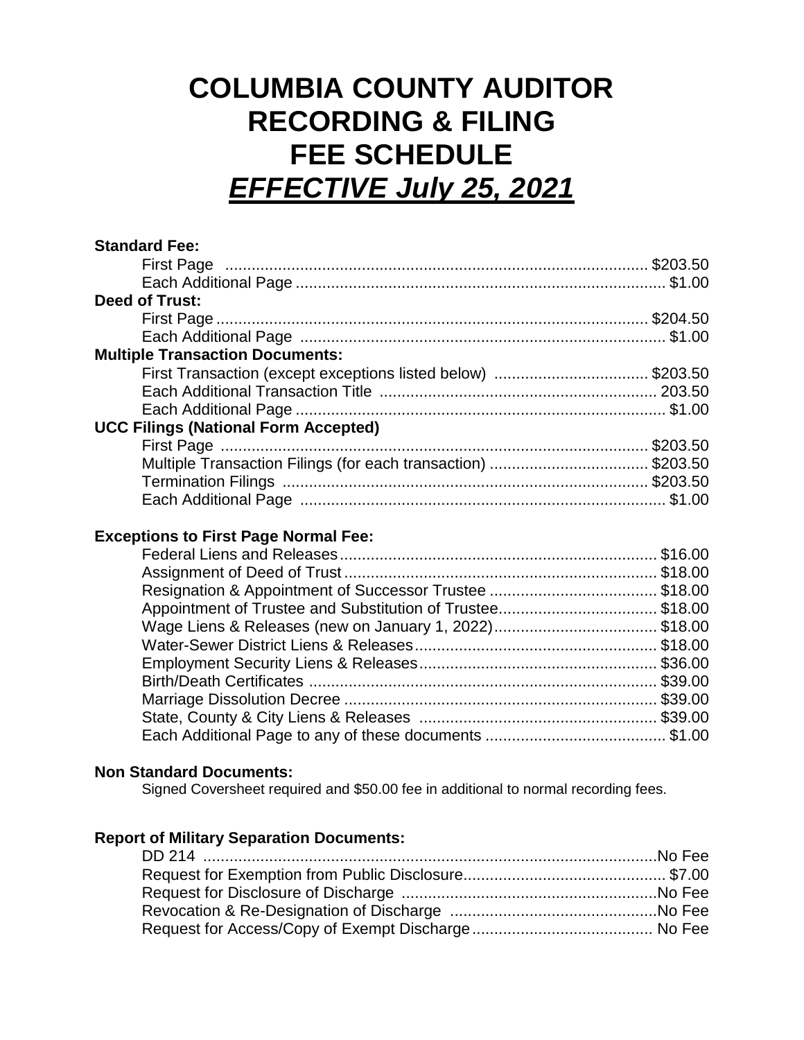# COLUMBIA COUNTY AUDITOR RECORDING & FILING FEE SCHEDULE

## ***EFFECTIVE July 25, 2021***

**Standard Fee:**

| | |
|---|---|
| First Page | $203.50 |
| Each Additional Page | $1.00 |

**Deed of Trust:**

| | |
|---|---|
| First Page | $204.50 |
| Each Additional Page | $1.00 |

**Multiple Transaction Documents:**

| | |
|---|---|
| First Transaction (except exceptions listed below) | $203.50 |
| Each Additional Transaction Title | 203.50 |
| Each Additional Page | $1.00 |

**UCC Filings (National Form Accepted)**

| | |
|---|---|
| First Page | $203.50 |
| Multiple Transaction Filings (for each transaction) | $203.50 |
| Termination Filings | $203.50 |
| Each Additional Page | $1.00 |

**Exceptions to First Page Normal Fee:**

| | |
|---|---|
| Federal Liens and Releases | $16.00 |
| Assignment of Deed of Trust | $18.00 |
| Resignation & Appointment of Successor Trustee | $18.00 |
| Appointment of Trustee and Substitution of Trustee | $18.00 |
| Wage Liens & Releases (new on January 1, 2022) | $18.00 |
| Water-Sewer District Liens & Releases | $18.00 |
| Employment Security Liens & Releases | $36.00 |
| Birth/Death Certificates | $39.00 |
| Marriage Dissolution Decree | $39.00 |
| State, County & City Liens & Releases | $39.00 |
| Each Additional Page to any of these documents | $1.00 |

**Non Standard Documents:**

Signed Coversheet required and $50.00 fee in additional to normal recording fees.

**Report of Military Separation Documents:**

| | |
|---|---|
| DD 214 | No Fee |
| Request for Exemption from Public Disclosure | $7.00 |
| Request for Disclosure of Discharge | No Fee |
| Revocation & Re-Designation of Discharge | No Fee |
| Request for Access/Copy of Exempt Discharge | No Fee |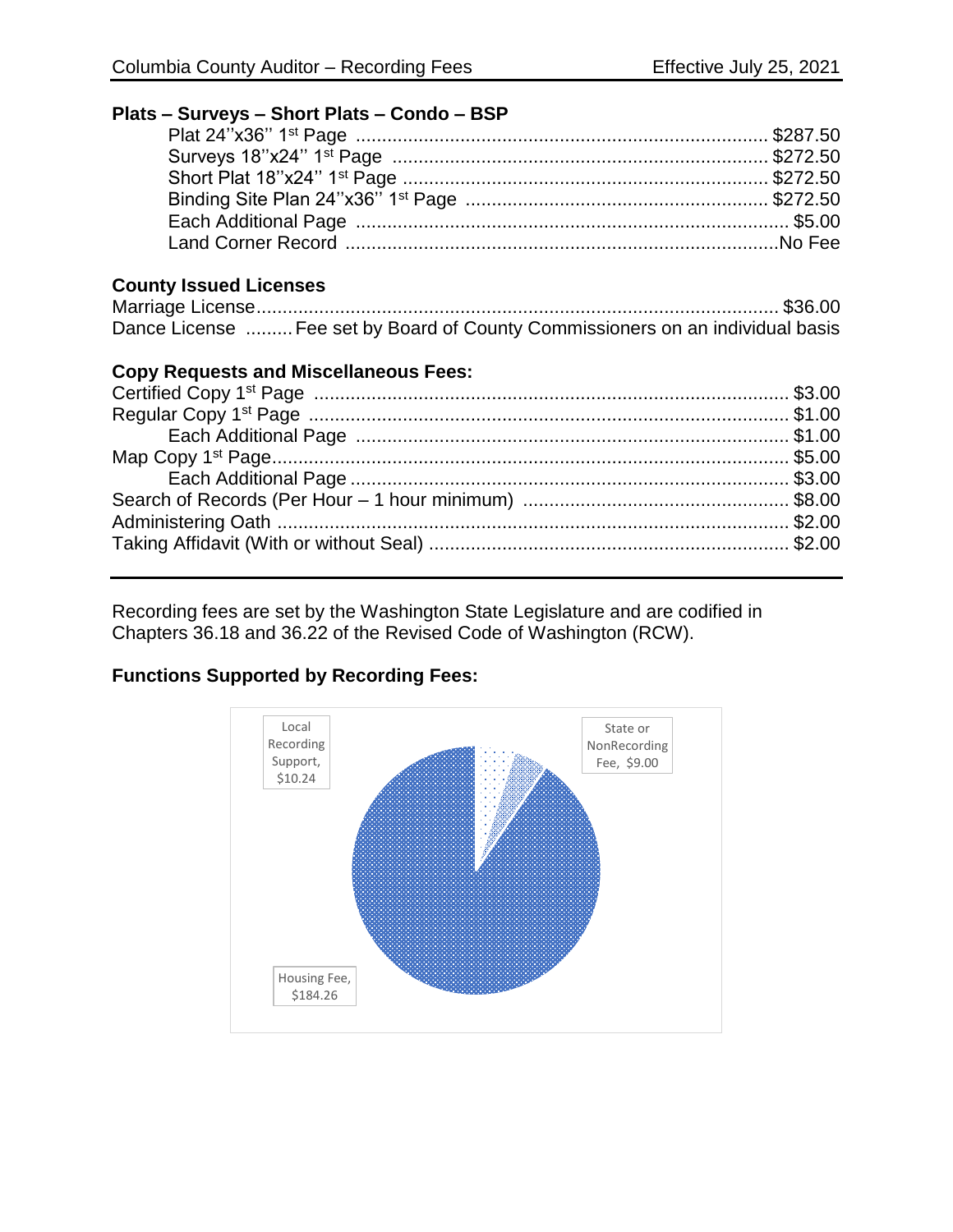### Plats – Surveys – Short Plats – Condo – BSP

| | |
|---|---|
| Plat 24''x36'' 1st Page | $287.50 |
| Surveys 18''x24'' 1st Page | $272.50 |
| Short Plat 18''x24'' 1st Page | $272.50 |
| Binding Site Plan 24''x36'' 1st Page | $272.50 |
| Each Additional Page | $5.00 |
| Land Corner Record | No Fee |

### County Issued Licenses

| | |
|---|---|
| Marriage License | $36.00 |
| Dance License | Fee set by Board of County Commissioners on an individual basis |

### Copy Requests and Miscellaneous Fees:

| | |
|---|---|
| Certified Copy 1st Page | $3.00 |
| Regular Copy 1st Page | $1.00 |
| Each Additional Page | $1.00 |
| Map Copy 1st Page | $5.00 |
| Each Additional Page | $3.00 |
| Search of Records (Per Hour – 1 hour minimum) | $8.00 |
| Administering Oath | $2.00 |
| Taking Affidavit (With or without Seal) | $2.00 |

---

Recording fees are set by the Washington State Legislature and are codified in Chapters 36.18 and 36.22 of the Revised Code of Washington (RCW).

### Functions Supported by Recording Fees:

Local Recording Support, $10.24

State or NonRecording Fee, $9.00

Housing Fee, $184.26